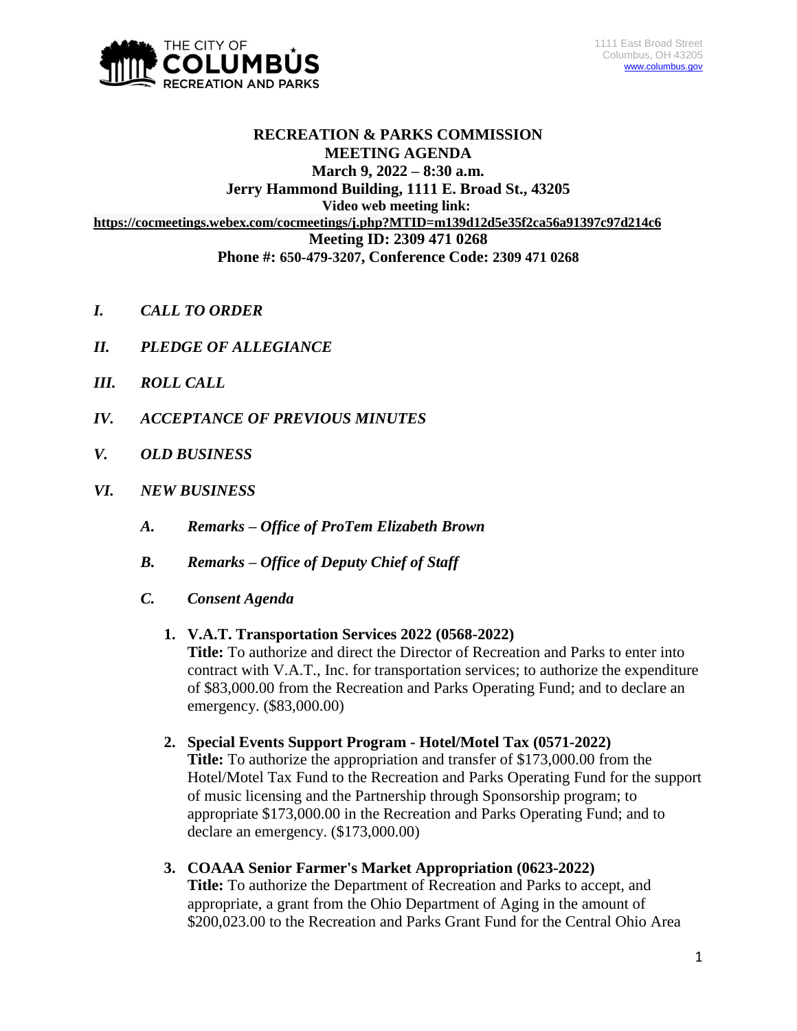THE CITY OF COLUMBUS RECREATION AND PARKS

1111 East Broad Street
Columbus, OH 43205
www.columbus.gov

# RECREATION & PARKS COMMISSION MEETING AGENDA

**March 9, 2022 – 8:30 a.m.**
**Jerry Hammond Building, 1111 E. Broad St., 43205**
**Video web meeting link:**
**https://cocmeetings.webex.com/cocmeetings/j.php?MTID=m139d12d5e35f2ca56a91397c97d214c6**
**Meeting ID: 2309 471 0268**
**Phone #: 650-479-3207, Conference Code: 2309 471 0268**

*I. CALL TO ORDER*

*II. PLEDGE OF ALLEGIANCE*

*III. ROLL CALL*

*IV. ACCEPTANCE OF PREVIOUS MINUTES*

*V. OLD BUSINESS*

*VI. NEW BUSINESS*

*A. Remarks – Office of ProTem Elizabeth Brown*

*B. Remarks – Office of Deputy Chief of Staff*

*C. Consent Agenda*

1. **V.A.T. Transportation Services 2022 (0568-2022)**
**Title:** To authorize and direct the Director of Recreation and Parks to enter into contract with V.A.T., Inc. for transportation services; to authorize the expenditure of $83,000.00 from the Recreation and Parks Operating Fund; and to declare an emergency. ($83,000.00)

2. **Special Events Support Program - Hotel/Motel Tax (0571-2022)**
**Title:** To authorize the appropriation and transfer of $173,000.00 from the Hotel/Motel Tax Fund to the Recreation and Parks Operating Fund for the support of music licensing and the Partnership through Sponsorship program; to appropriate $173,000.00 in the Recreation and Parks Operating Fund; and to declare an emergency. ($173,000.00)

3. **COAAA Senior Farmer's Market Appropriation (0623-2022)**
**Title:** To authorize the Department of Recreation and Parks to accept, and appropriate, a grant from the Ohio Department of Aging in the amount of $200,023.00 to the Recreation and Parks Grant Fund for the Central Ohio Area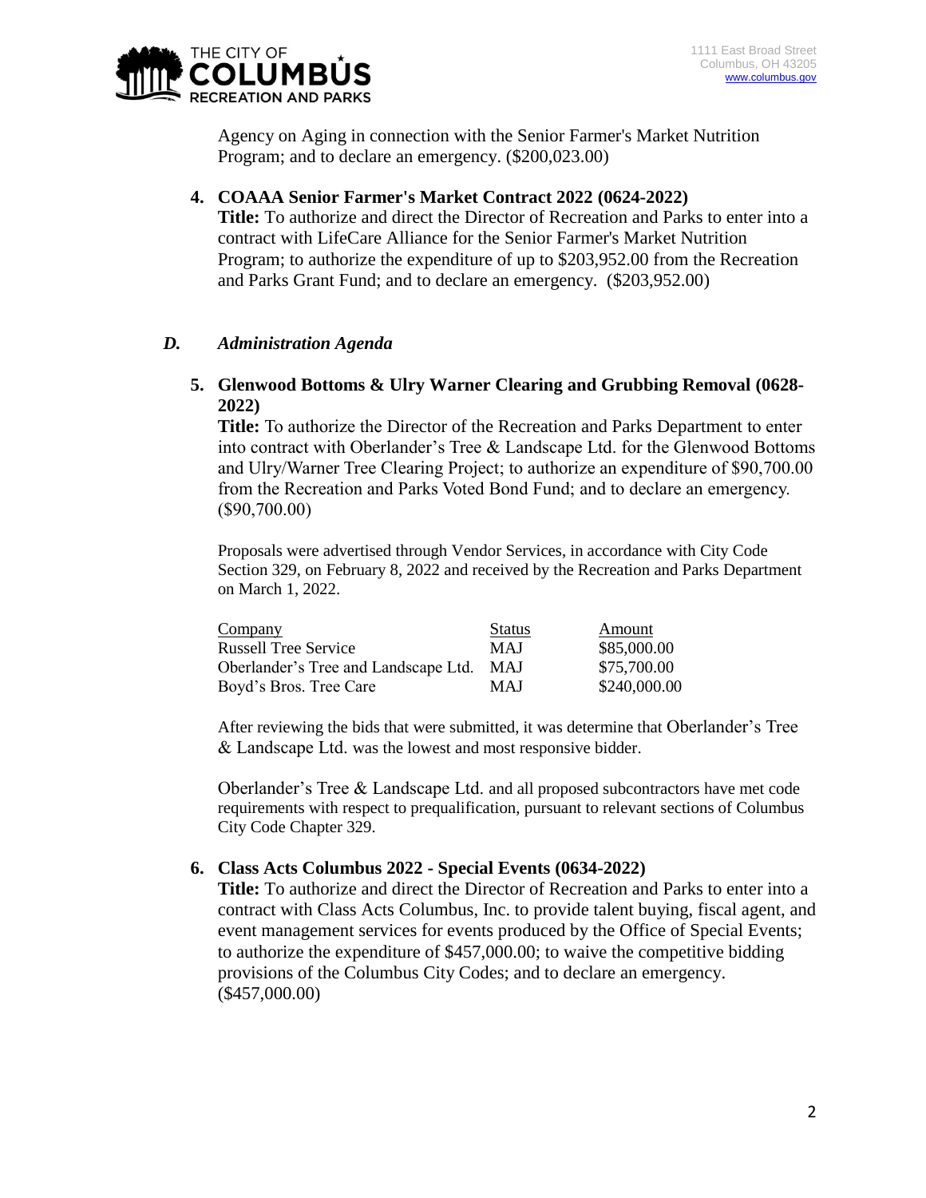Agency on Aging in connection with the Senior Farmer's Market Nutrition Program; and to declare an emergency. ($200,023.00)

4. **COAAA Senior Farmer's Market Contract 2022 (0624-2022)**
**Title:** To authorize and direct the Director of Recreation and Parks to enter into a contract with LifeCare Alliance for the Senior Farmer's Market Nutrition Program; to authorize the expenditure of up to $203,952.00 from the Recreation and Parks Grant Fund; and to declare an emergency. ($203,952.00)

## *D. Administration Agenda*

5. **Glenwood Bottoms & Ulry Warner Clearing and Grubbing Removal (0628-2022)**
**Title:** To authorize the Director of the Recreation and Parks Department to enter into contract with Oberlander's Tree & Landscape Ltd. for the Glenwood Bottoms and Ulry/Warner Tree Clearing Project; to authorize an expenditure of $90,700.00 from the Recreation and Parks Voted Bond Fund; and to declare an emergency. ($90,700.00)

Proposals were advertised through Vendor Services, in accordance with City Code Section 329, on February 8, 2022 and received by the Recreation and Parks Department on March 1, 2022.

| Company | Status | Amount |
|---|---|---|
| Russell Tree Service | MAJ | $85,000.00 |
| Oberlander's Tree and Landscape Ltd. | MAJ | $75,700.00 |
| Boyd's Bros. Tree Care | MAJ | $240,000.00 |

After reviewing the bids that were submitted, it was determine that Oberlander's Tree & Landscape Ltd. was the lowest and most responsive bidder.

Oberlander's Tree & Landscape Ltd. and all proposed subcontractors have met code requirements with respect to prequalification, pursuant to relevant sections of Columbus City Code Chapter 329.

6. **Class Acts Columbus 2022 - Special Events (0634-2022)**
**Title:** To authorize and direct the Director of Recreation and Parks to enter into a contract with Class Acts Columbus, Inc. to provide talent buying, fiscal agent, and event management services for events produced by the Office of Special Events; to authorize the expenditure of $457,000.00; to waive the competitive bidding provisions of the Columbus City Codes; and to declare an emergency. ($457,000.00)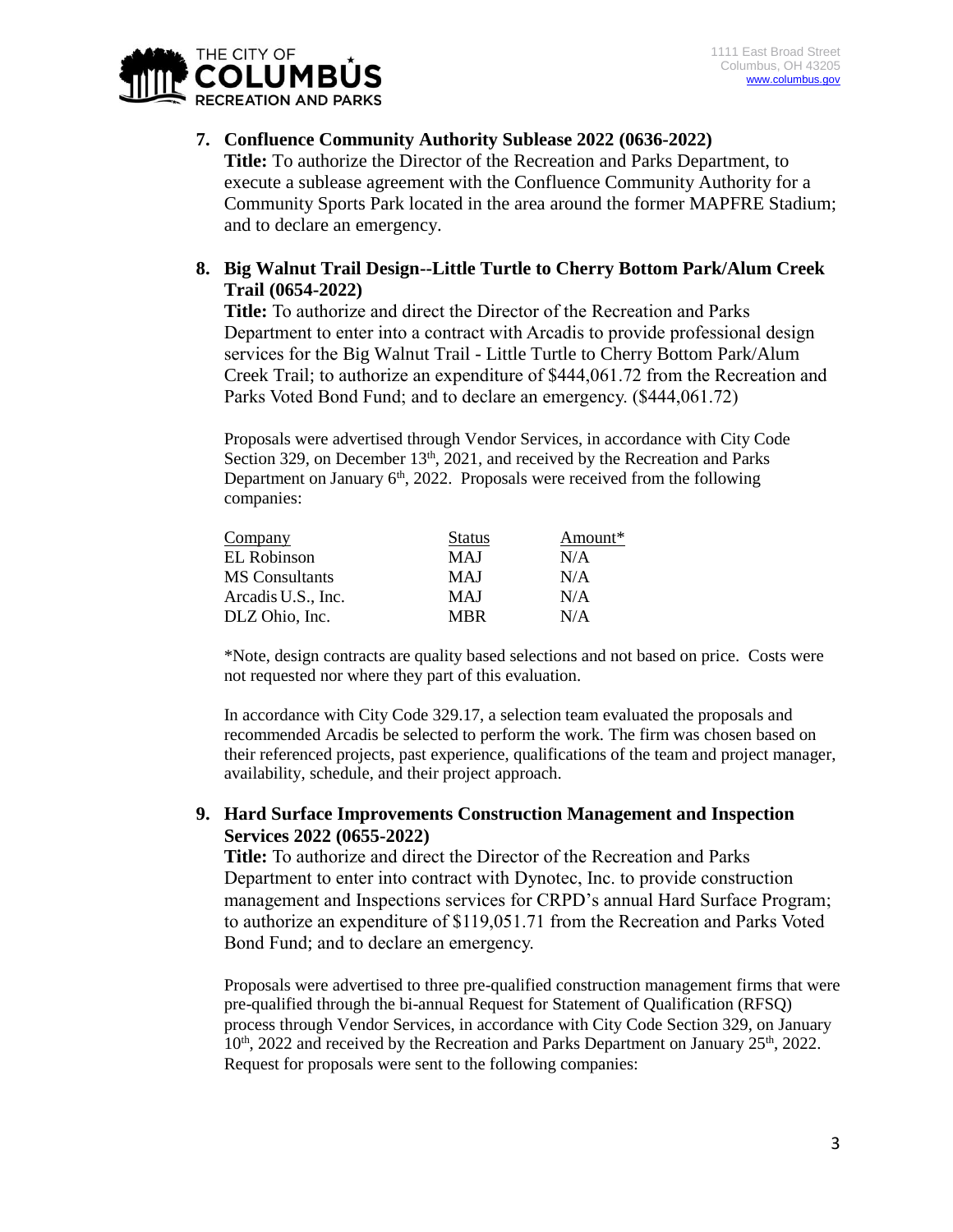7. **Confluence Community Authority Sublease 2022 (0636-2022)**
   **Title:** To authorize the Director of the Recreation and Parks Department, to execute a sublease agreement with the Confluence Community Authority for a Community Sports Park located in the area around the former MAPFRE Stadium; and to declare an emergency.

8. **Big Walnut Trail Design--Little Turtle to Cherry Bottom Park/Alum Creek Trail (0654-2022)**
   **Title:** To authorize and direct the Director of the Recreation and Parks Department to enter into a contract with Arcadis to provide professional design services for the Big Walnut Trail - Little Turtle to Cherry Bottom Park/Alum Creek Trail; to authorize an expenditure of $444,061.72 from the Recreation and Parks Voted Bond Fund; and to declare an emergency. ($444,061.72)

   Proposals were advertised through Vendor Services, in accordance with City Code Section 329, on December 13th, 2021, and received by the Recreation and Parks Department on January 6th, 2022. Proposals were received from the following companies:

   | Company | Status | Amount* |
   | --- | --- | --- |
   | EL Robinson | MAJ | N/A |
   | MS Consultants | MAJ | N/A |
   | Arcadis U.S., Inc. | MAJ | N/A |
   | DLZ Ohio, Inc. | MBR | N/A |

   *Note, design contracts are quality based selections and not based on price. Costs were not requested nor where they part of this evaluation.

   In accordance with City Code 329.17, a selection team evaluated the proposals and recommended Arcadis be selected to perform the work. The firm was chosen based on their referenced projects, past experience, qualifications of the team and project manager, availability, schedule, and their project approach.

9. **Hard Surface Improvements Construction Management and Inspection Services 2022 (0655-2022)**
   **Title:** To authorize and direct the Director of the Recreation and Parks Department to enter into contract with Dynotec, Inc. to provide construction management and Inspections services for CRPD's annual Hard Surface Program; to authorize an expenditure of $119,051.71 from the Recreation and Parks Voted Bond Fund; and to declare an emergency.

   Proposals were advertised to three pre-qualified construction management firms that were pre-qualified through the bi-annual Request for Statement of Qualification (RFSQ) process through Vendor Services, in accordance with City Code Section 329, on January 10th, 2022 and received by the Recreation and Parks Department on January 25th, 2022. Request for proposals were sent to the following companies: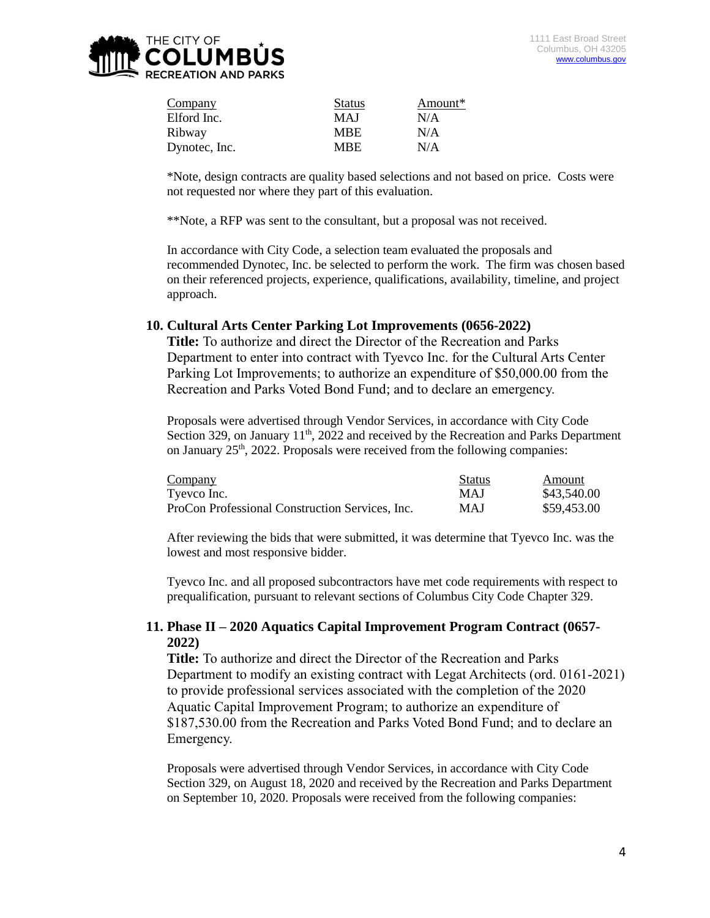| Company | Status | Amount* |
|---|---|---|
| Elford Inc. | MAJ | N/A |
| Ribway | MBE | N/A |
| Dynotec, Inc. | MBE | N/A |

*Note, design contracts are quality based selections and not based on price. Costs were not requested nor where they part of this evaluation.

**Note, a RFP was sent to the consultant, but a proposal was not received.

In accordance with City Code, a selection team evaluated the proposals and recommended Dynotec, Inc. be selected to perform the work. The firm was chosen based on their referenced projects, experience, qualifications, availability, timeline, and project approach.

### 10. Cultural Arts Center Parking Lot Improvements (0656-2022)

**Title:** To authorize and direct the Director of the Recreation and Parks Department to enter into contract with Tyevco Inc. for the Cultural Arts Center Parking Lot Improvements; to authorize an expenditure of $50,000.00 from the Recreation and Parks Voted Bond Fund; and to declare an emergency.

Proposals were advertised through Vendor Services, in accordance with City Code Section 329, on January 11th, 2022 and received by the Recreation and Parks Department on January 25th, 2022. Proposals were received from the following companies:

| Company | Status | Amount |
|---|---|---|
| Tyevco Inc. | MAJ | $43,540.00 |
| ProCon Professional Construction Services, Inc. | MAJ | $59,453.00 |

After reviewing the bids that were submitted, it was determine that Tyevco Inc. was the lowest and most responsive bidder.

Tyevco Inc. and all proposed subcontractors have met code requirements with respect to prequalification, pursuant to relevant sections of Columbus City Code Chapter 329.

### 11. Phase II – 2020 Aquatics Capital Improvement Program Contract (0657-2022)

**Title:** To authorize and direct the Director of the Recreation and Parks Department to modify an existing contract with Legat Architects (ord. 0161-2021) to provide professional services associated with the completion of the 2020 Aquatic Capital Improvement Program; to authorize an expenditure of $187,530.00 from the Recreation and Parks Voted Bond Fund; and to declare an Emergency.

Proposals were advertised through Vendor Services, in accordance with City Code Section 329, on August 18, 2020 and received by the Recreation and Parks Department on September 10, 2020. Proposals were received from the following companies: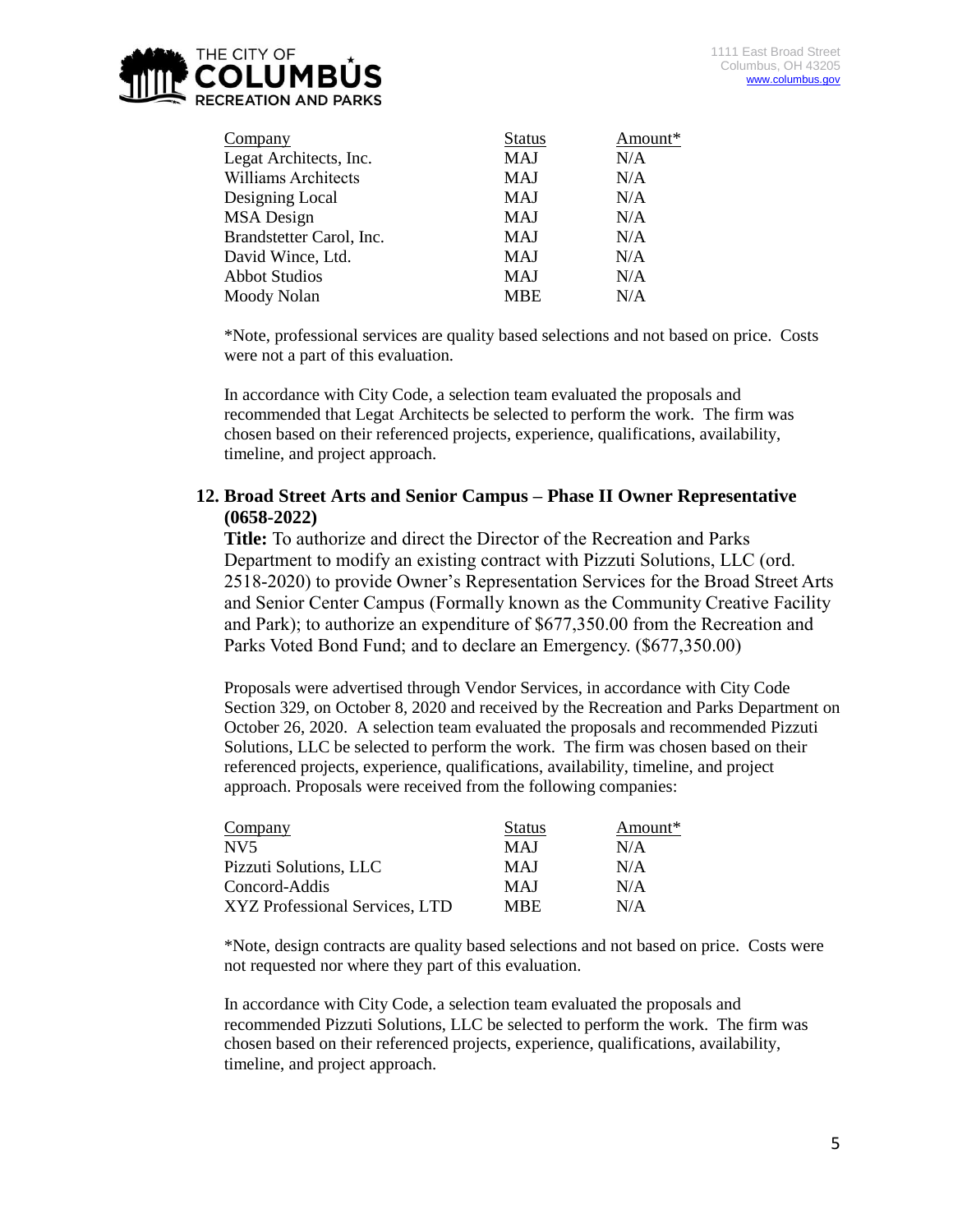| Company | Status | Amount* |
| --- | --- | --- |
| Legat Architects, Inc. | MAJ | N/A |
| Williams Architects | MAJ | N/A |
| Designing Local | MAJ | N/A |
| MSA Design | MAJ | N/A |
| Brandstetter Carol, Inc. | MAJ | N/A |
| David Wince, Ltd. | MAJ | N/A |
| Abbot Studios | MAJ | N/A |
| Moody Nolan | MBE | N/A |

*Note, professional services are quality based selections and not based on price. Costs were not a part of this evaluation.

In accordance with City Code, a selection team evaluated the proposals and recommended that Legat Architects be selected to perform the work. The firm was chosen based on their referenced projects, experience, qualifications, availability, timeline, and project approach.

## 12. Broad Street Arts and Senior Campus – Phase II Owner Representative (0658-2022)

**Title:** To authorize and direct the Director of the Recreation and Parks Department to modify an existing contract with Pizzuti Solutions, LLC (ord. 2518-2020) to provide Owner's Representation Services for the Broad Street Arts and Senior Center Campus (Formally known as the Community Creative Facility and Park); to authorize an expenditure of $677,350.00 from the Recreation and Parks Voted Bond Fund; and to declare an Emergency. ($677,350.00)

Proposals were advertised through Vendor Services, in accordance with City Code Section 329, on October 8, 2020 and received by the Recreation and Parks Department on October 26, 2020. A selection team evaluated the proposals and recommended Pizzuti Solutions, LLC be selected to perform the work. The firm was chosen based on their referenced projects, experience, qualifications, availability, timeline, and project approach. Proposals were received from the following companies:

| Company | Status | Amount* |
| --- | --- | --- |
| NV5 | MAJ | N/A |
| Pizzuti Solutions, LLC | MAJ | N/A |
| Concord-Addis | MAJ | N/A |
| XYZ Professional Services, LTD | MBE | N/A |

*Note, design contracts are quality based selections and not based on price. Costs were not requested nor where they part of this evaluation.

In accordance with City Code, a selection team evaluated the proposals and recommended Pizzuti Solutions, LLC be selected to perform the work. The firm was chosen based on their referenced projects, experience, qualifications, availability, timeline, and project approach.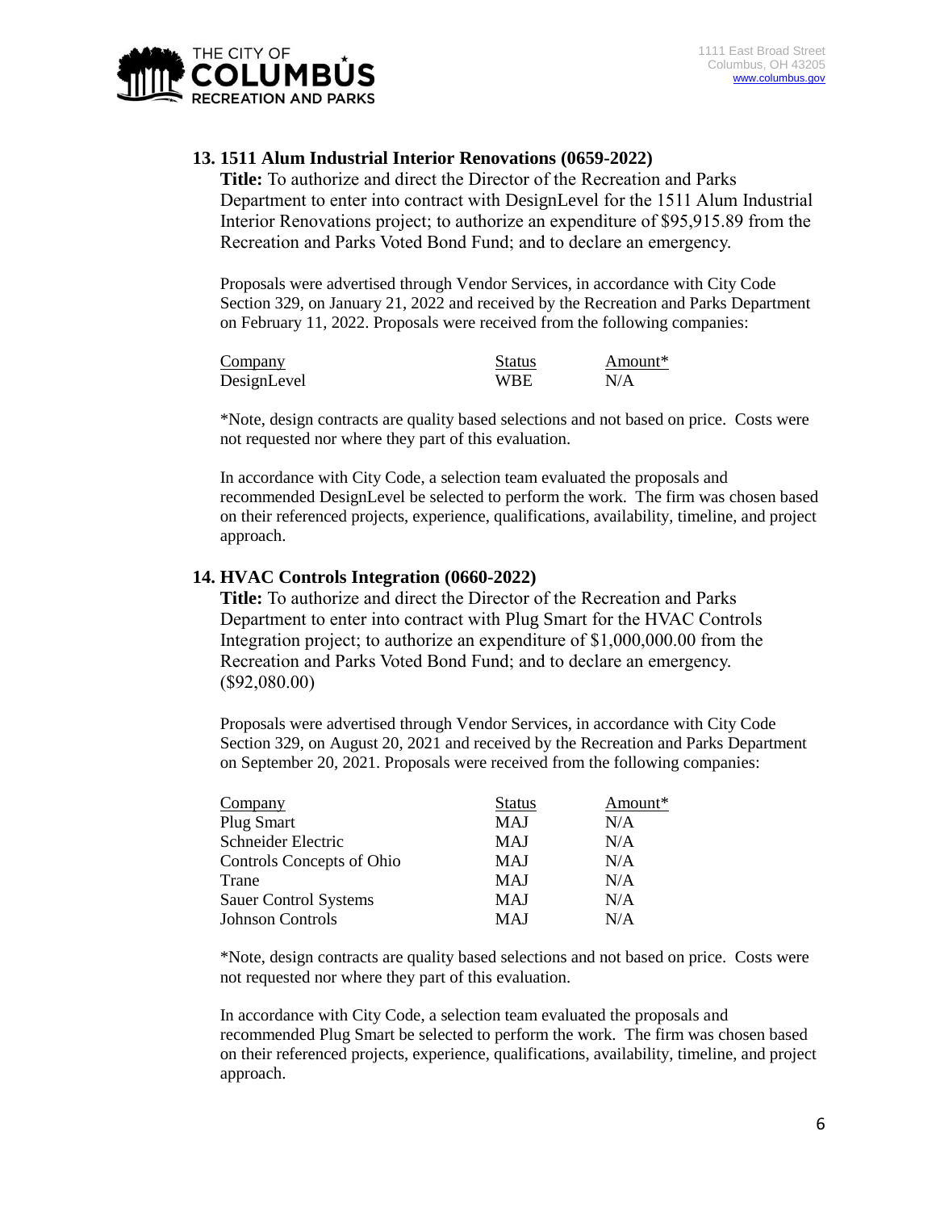## 13. 1511 Alum Industrial Interior Renovations (0659-2022)

**Title:** To authorize and direct the Director of the Recreation and Parks Department to enter into contract with DesignLevel for the 1511 Alum Industrial Interior Renovations project; to authorize an expenditure of $95,915.89 from the Recreation and Parks Voted Bond Fund; and to declare an emergency.

Proposals were advertised through Vendor Services, in accordance with City Code Section 329, on January 21, 2022 and received by the Recreation and Parks Department on February 11, 2022. Proposals were received from the following companies:

| Company | Status | Amount* |
|---|---|---|
| DesignLevel | WBE | N/A |

*Note, design contracts are quality based selections and not based on price. Costs were not requested nor where they part of this evaluation.

In accordance with City Code, a selection team evaluated the proposals and recommended DesignLevel be selected to perform the work. The firm was chosen based on their referenced projects, experience, qualifications, availability, timeline, and project approach.

## 14. HVAC Controls Integration (0660-2022)

**Title:** To authorize and direct the Director of the Recreation and Parks Department to enter into contract with Plug Smart for the HVAC Controls Integration project; to authorize an expenditure of $1,000,000.00 from the Recreation and Parks Voted Bond Fund; and to declare an emergency. ($92,080.00)

Proposals were advertised through Vendor Services, in accordance with City Code Section 329, on August 20, 2021 and received by the Recreation and Parks Department on September 20, 2021. Proposals were received from the following companies:

| Company | Status | Amount* |
|---|---|---|
| Plug Smart | MAJ | N/A |
| Schneider Electric | MAJ | N/A |
| Controls Concepts of Ohio | MAJ | N/A |
| Trane | MAJ | N/A |
| Sauer Control Systems | MAJ | N/A |
| Johnson Controls | MAJ | N/A |

*Note, design contracts are quality based selections and not based on price. Costs were not requested nor where they part of this evaluation.

In accordance with City Code, a selection team evaluated the proposals and recommended Plug Smart be selected to perform the work. The firm was chosen based on their referenced projects, experience, qualifications, availability, timeline, and project approach.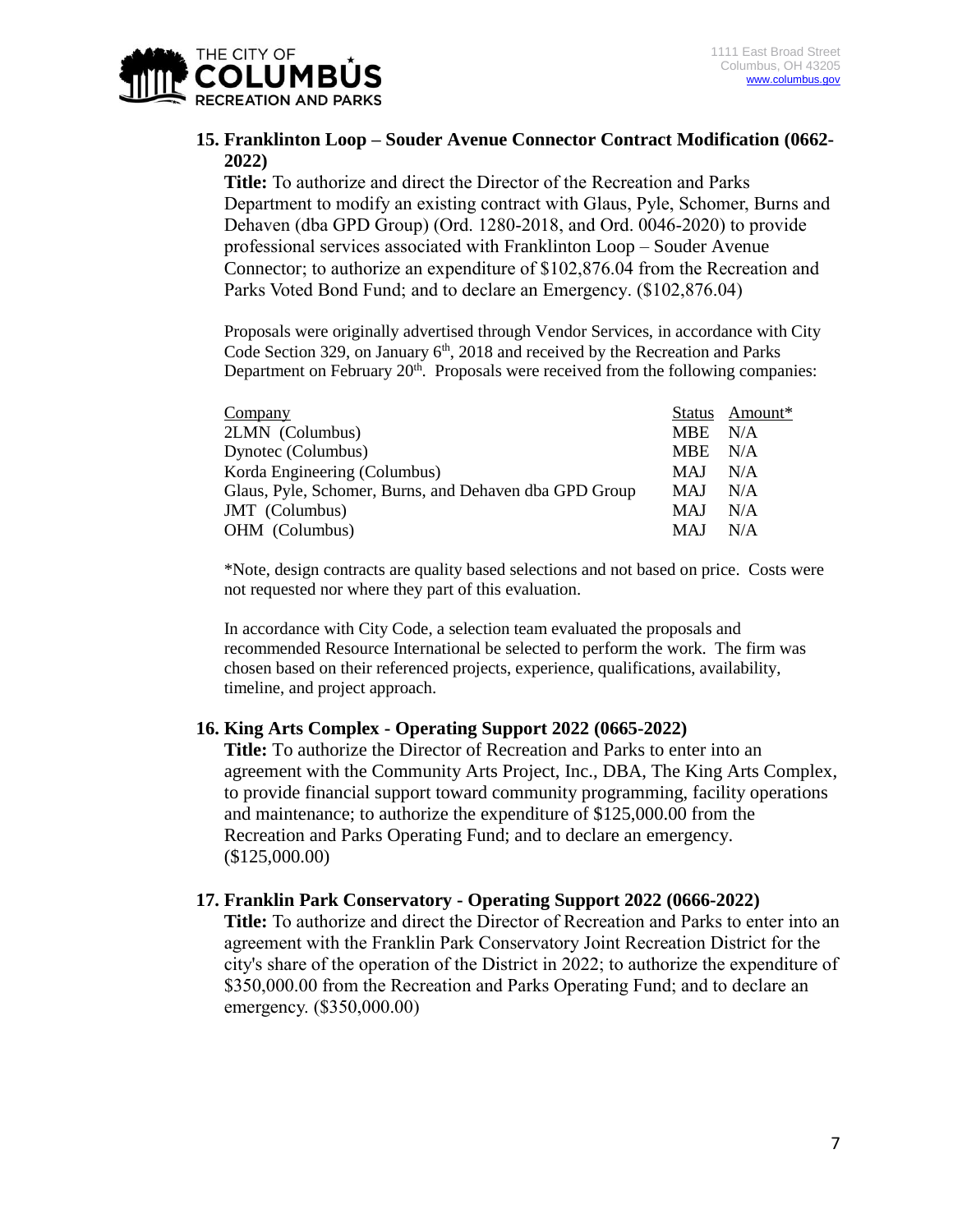## 15. Franklinton Loop – Souder Avenue Connector Contract Modification (0662-2022)

**Title:** To authorize and direct the Director of the Recreation and Parks Department to modify an existing contract with Glaus, Pyle, Schomer, Burns and Dehaven (dba GPD Group) (Ord. 1280-2018, and Ord. 0046-2020) to provide professional services associated with Franklinton Loop – Souder Avenue Connector; to authorize an expenditure of $102,876.04 from the Recreation and Parks Voted Bond Fund; and to declare an Emergency. ($102,876.04)

Proposals were originally advertised through Vendor Services, in accordance with City Code Section 329, on January 6th, 2018 and received by the Recreation and Parks Department on February 20th. Proposals were received from the following companies:

| Company | Status | Amount* |
|---|---|---|
| 2LMN (Columbus) | MBE | N/A |
| Dynotec (Columbus) | MBE | N/A |
| Korda Engineering (Columbus) | MAJ | N/A |
| Glaus, Pyle, Schomer, Burns, and Dehaven dba GPD Group | MAJ | N/A |
| JMT (Columbus) | MAJ | N/A |
| OHM (Columbus) | MAJ | N/A |

*Note, design contracts are quality based selections and not based on price. Costs were not requested nor where they part of this evaluation.

In accordance with City Code, a selection team evaluated the proposals and recommended Resource International be selected to perform the work. The firm was chosen based on their referenced projects, experience, qualifications, availability, timeline, and project approach.

## 16. King Arts Complex - Operating Support 2022 (0665-2022)

**Title:** To authorize the Director of Recreation and Parks to enter into an agreement with the Community Arts Project, Inc., DBA, The King Arts Complex, to provide financial support toward community programming, facility operations and maintenance; to authorize the expenditure of $125,000.00 from the Recreation and Parks Operating Fund; and to declare an emergency. ($125,000.00)

## 17. Franklin Park Conservatory - Operating Support 2022 (0666-2022)

**Title:** To authorize and direct the Director of Recreation and Parks to enter into an agreement with the Franklin Park Conservatory Joint Recreation District for the city's share of the operation of the District in 2022; to authorize the expenditure of $350,000.00 from the Recreation and Parks Operating Fund; and to declare an emergency. ($350,000.00)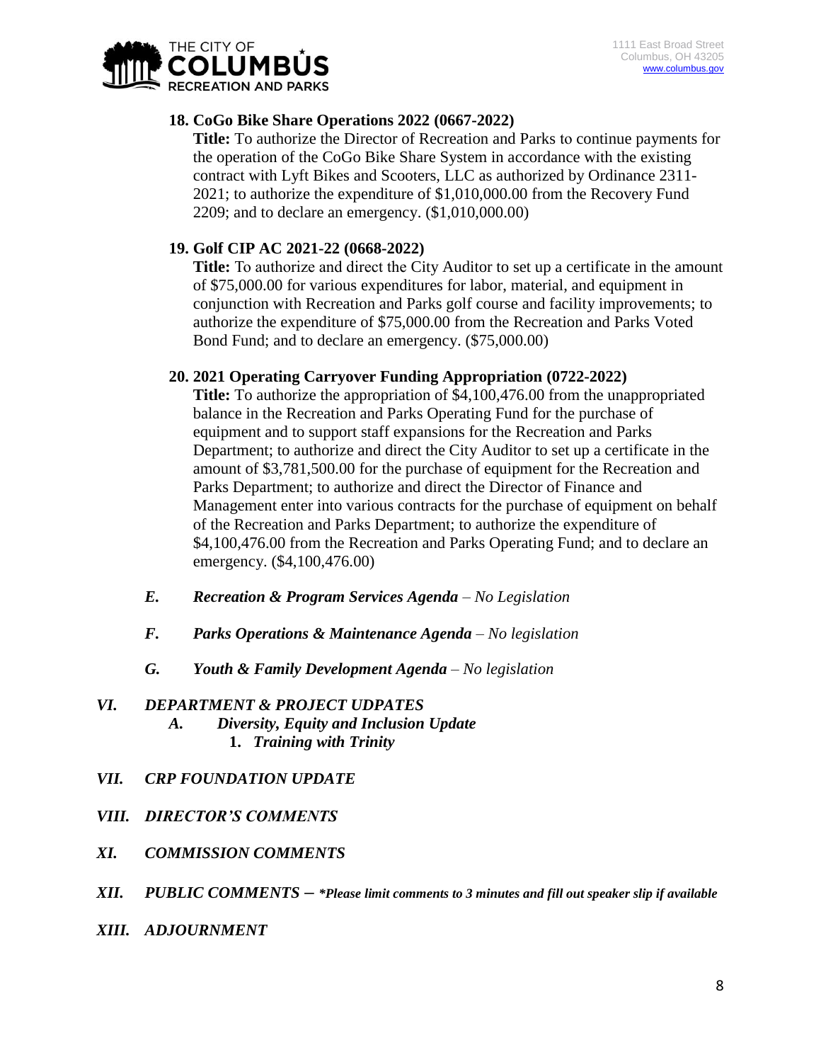**18. CoGo Bike Share Operations 2022 (0667-2022)**

**Title:** To authorize the Director of Recreation and Parks to continue payments for the operation of the CoGo Bike Share System in accordance with the existing contract with Lyft Bikes and Scooters, LLC as authorized by Ordinance 2311-2021; to authorize the expenditure of $1,010,000.00 from the Recovery Fund 2209; and to declare an emergency. ($1,010,000.00)

**19. Golf CIP AC 2021-22 (0668-2022)**

**Title:** To authorize and direct the City Auditor to set up a certificate in the amount of $75,000.00 for various expenditures for labor, material, and equipment in conjunction with Recreation and Parks golf course and facility improvements; to authorize the expenditure of $75,000.00 from the Recreation and Parks Voted Bond Fund; and to declare an emergency. ($75,000.00)

**20. 2021 Operating Carryover Funding Appropriation (0722-2022)**

**Title:** To authorize the appropriation of $4,100,476.00 from the unappropriated balance in the Recreation and Parks Operating Fund for the purchase of equipment and to support staff expansions for the Recreation and Parks Department; to authorize and direct the City Auditor to set up a certificate in the amount of $3,781,500.00 for the purchase of equipment for the Recreation and Parks Department; to authorize and direct the Director of Finance and Management enter into various contracts for the purchase of equipment on behalf of the Recreation and Parks Department; to authorize the expenditure of $4,100,476.00 from the Recreation and Parks Operating Fund; and to declare an emergency. ($4,100,476.00)

***E. Recreation & Program Services Agenda** – No Legislation*

***F. Parks Operations & Maintenance Agenda** – No legislation*

***G. Youth & Family Development Agenda** – No legislation*

***VI. DEPARTMENT & PROJECT UDPATES***

***A. Diversity, Equity and Inclusion Update***

**1.** ***Training with Trinity***

***VII. CRP FOUNDATION UPDATE***

***VIII. DIRECTOR'S COMMENTS***

***XI. COMMISSION COMMENTS***

***XII. PUBLIC COMMENTS** – **\*Please limit comments to 3 minutes and fill out speaker slip if available***

***XIII. ADJOURNMENT***